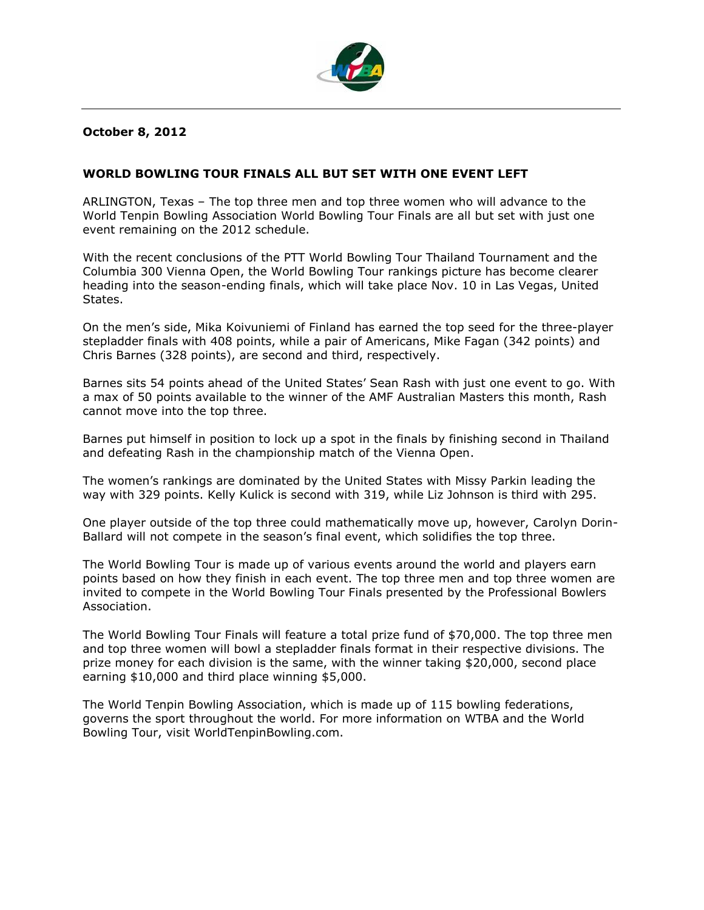**October 8, 2012**

# WORLD BOWLING TOUR FINALS ALL BUT SET WITH ONE EVENT LEFT

ARLINGTON, Texas – The top three men and top three women who will advance to the World Tenpin Bowling Association World Bowling Tour Finals are all but set with just one event remaining on the 2012 schedule.

With the recent conclusions of the PTT World Bowling Tour Thailand Tournament and the Columbia 300 Vienna Open, the World Bowling Tour rankings picture has become clearer heading into the season-ending finals, which will take place Nov. 10 in Las Vegas, United States.

On the men's side, Mika Koivuniemi of Finland has earned the top seed for the three-player stepladder finals with 408 points, while a pair of Americans, Mike Fagan (342 points) and Chris Barnes (328 points), are second and third, respectively.

Barnes sits 54 points ahead of the United States' Sean Rash with just one event to go. With a max of 50 points available to the winner of the AMF Australian Masters this month, Rash cannot move into the top three.

Barnes put himself in position to lock up a spot in the finals by finishing second in Thailand and defeating Rash in the championship match of the Vienna Open.

The women's rankings are dominated by the United States with Missy Parkin leading the way with 329 points. Kelly Kulick is second with 319, while Liz Johnson is third with 295.

One player outside of the top three could mathematically move up, however, Carolyn Dorin-Ballard will not compete in the season's final event, which solidifies the top three.

The World Bowling Tour is made up of various events around the world and players earn points based on how they finish in each event. The top three men and top three women are invited to compete in the World Bowling Tour Finals presented by the Professional Bowlers Association.

The World Bowling Tour Finals will feature a total prize fund of $70,000. The top three men and top three women will bowl a stepladder finals format in their respective divisions. The prize money for each division is the same, with the winner taking $20,000, second place earning $10,000 and third place winning $5,000.

The World Tenpin Bowling Association, which is made up of 115 bowling federations, governs the sport throughout the world. For more information on WTBA and the World Bowling Tour, visit WorldTenpinBowling.com.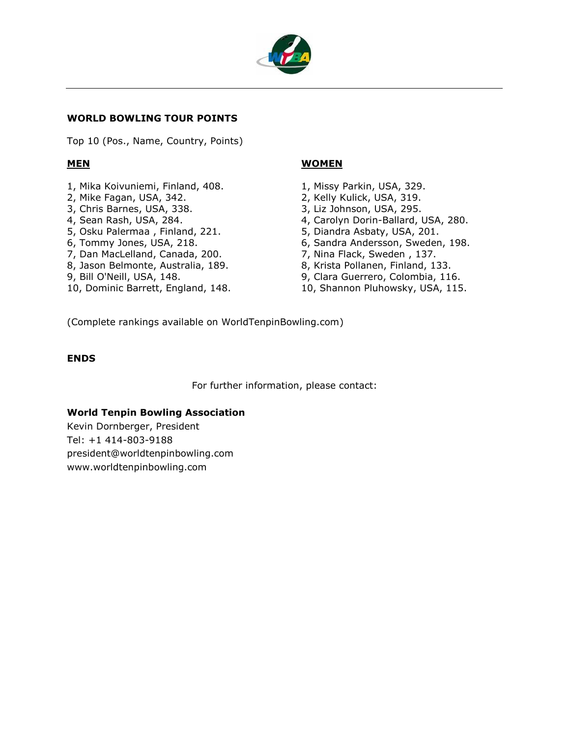**WORLD BOWLING TOUR POINTS**

Top 10 (Pos., Name, Country, Points)

**MEN**

1, Mika Koivuniemi, Finland, 408.
2, Mike Fagan, USA, 342.
3, Chris Barnes, USA, 338.
4, Sean Rash, USA, 284.
5, Osku Palermaa , Finland, 221.
6, Tommy Jones, USA, 218.
7, Dan MacLelland, Canada, 200.
8, Jason Belmonte, Australia, 189.
9, Bill O'Neill, USA, 148.
10, Dominic Barrett, England, 148.

**WOMEN**

1, Missy Parkin, USA, 329.
2, Kelly Kulick, USA, 319.
3, Liz Johnson, USA, 295.
4, Carolyn Dorin-Ballard, USA, 280.
5, Diandra Asbaty, USA, 201.
6, Sandra Andersson, Sweden, 198.
7, Nina Flack, Sweden , 137.
8, Krista Pollanen, Finland, 133.
9, Clara Guerrero, Colombia, 116.
10, Shannon Pluhowsky, USA, 115.

(Complete rankings available on WorldTenpinBowling.com)

**ENDS**

For further information, please contact:

**World Tenpin Bowling Association**
Kevin Dornberger, President
Tel: +1 414-803-9188
president@worldtenpinbowling.com
www.worldtenpinbowling.com